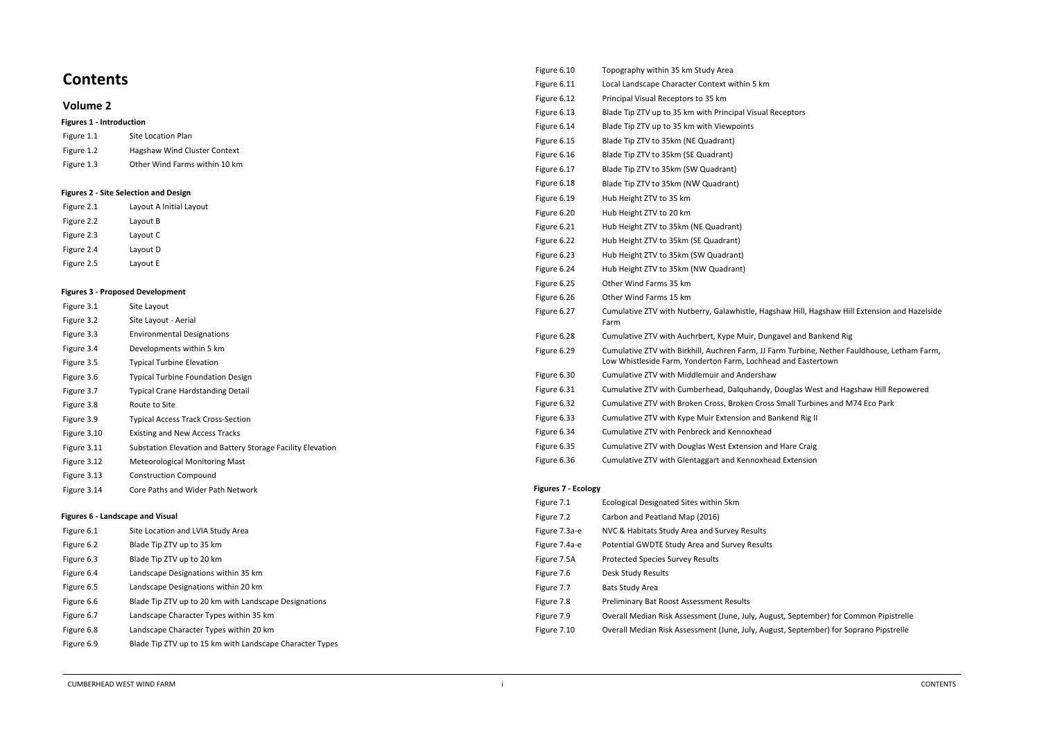# Contents

## Volume 2

**Figures 1 - Introduction**

| | |
|---|---|
| Figure 1.1 | Site Location Plan |
| Figure 1.2 | Hagshaw Wind Cluster Context |
| Figure 1.3 | Other Wind Farms within 10 km |

**Figures 2 - Site Selection and Design**

| | |
|---|---|
| Figure 2.1 | Layout A Initial Layout |
| Figure 2.2 | Layout B |
| Figure 2.3 | Layout C |
| Figure 2.4 | Layout D |
| Figure 2.5 | Layout E |

**Figures 3 - Proposed Development**

| | |
|---|---|
| Figure 3.1 | Site Layout |
| Figure 3.2 | Site Layout - Aerial |
| Figure 3.3 | Environmental Designations |
| Figure 3.4 | Developments within 5 km |
| Figure 3.5 | Typical Turbine Elevation |
| Figure 3.6 | Typical Turbine Foundation Design |
| Figure 3.7 | Typical Crane Hardstanding Detail |
| Figure 3.8 | Route to Site |
| Figure 3.9 | Typical Access Track Cross-Section |
| Figure 3.10 | Existing and New Access Tracks |
| Figure 3.11 | Substation Elevation and Battery Storage Facility Elevation |
| Figure 3.12 | Meteorological Monitoring Mast |
| Figure 3.13 | Construction Compound |
| Figure 3.14 | Core Paths and Wider Path Network |

**Figures 6 - Landscape and Visual**

| | |
|---|---|
| Figure 6.1 | Site Location and LVIA Study Area |
| Figure 6.2 | Blade Tip ZTV up to 35 km |
| Figure 6.3 | Blade Tip ZTV up to 20 km |
| Figure 6.4 | Landscape Designations within 35 km |
| Figure 6.5 | Landscape Designations within 20 km |
| Figure 6.6 | Blade Tip ZTV up to 20 km with Landscape Designations |
| Figure 6.7 | Landscape Character Types within 35 km |
| Figure 6.8 | Landscape Character Types within 20 km |
| Figure 6.9 | Blade Tip ZTV up to 15 km with Landscape Character Types |
| Figure 6.10 | Topography within 35 km Study Area |
| Figure 6.11 | Local Landscape Character Context within 5 km |
| Figure 6.12 | Principal Visual Receptors to 35 km |
| Figure 6.13 | Blade Tip ZTV up to 35 km with Principal Visual Receptors |
| Figure 6.14 | Blade Tip ZTV up to 35 km with Viewpoints |
| Figure 6.15 | Blade Tip ZTV to 35km (NE Quadrant) |
| Figure 6.16 | Blade Tip ZTV to 35km (SE Quadrant) |
| Figure 6.17 | Blade Tip ZTV to 35km (SW Quadrant) |
| Figure 6.18 | Blade Tip ZTV to 35km (NW Quadrant) |
| Figure 6.19 | Hub Height ZTV to 35 km |
| Figure 6.20 | Hub Height ZTV to 20 km |
| Figure 6.21 | Hub Height ZTV to 35km (NE Quadrant) |
| Figure 6.22 | Hub Height ZTV to 35km (SE Quadrant) |
| Figure 6.23 | Hub Height ZTV to 35km (SW Quadrant) |
| Figure 6.24 | Hub Height ZTV to 35km (NW Quadrant) |
| Figure 6.25 | Other Wind Farms 35 km |
| Figure 6.26 | Other Wind Farms 15 km |
| Figure 6.27 | Cumulative ZTV with Nutberry, Galawhistle, Hagshaw Hill, Hagshaw Hill Extension and Hazelside Farm |
| Figure 6.28 | Cumulative ZTV with Auchrbert, Kype Muir, Dungavel and Bankend Rig |
| Figure 6.29 | Cumulative ZTV with Birkhill, Auchren Farm, JJ Farm Turbine, Nether Fauldhouse, Letham Farm, Low Whistleside Farm, Yonderton Farm, Lochhead and Eastertown |
| Figure 6.30 | Cumulative ZTV with Middlemuir and Andershaw |
| Figure 6.31 | Cumulative ZTV with Cumberhead, Dalquhandy, Douglas West and Hagshaw Hill Repowered |
| Figure 6.32 | Cumulative ZTV with Broken Cross, Broken Cross Small Turbines and M74 Eco Park |
| Figure 6.33 | Cumulative ZTV with Kype Muir Extension and Bankend Rig II |
| Figure 6.34 | Cumulative ZTV with Penbreck and Kennoxhead |
| Figure 6.35 | Cumulative ZTV with Douglas West Extension and Hare Craig |
| Figure 6.36 | Cumulative ZTV with Glentaggart and Kennoxhead Extension |

**Figures 7 - Ecology**

| | |
|---|---|
| Figure 7.1 | Ecological Designated Sites within 5km |
| Figure 7.2 | Carbon and Peatland Map (2016) |
| Figure 7.3a-e | NVC & Habitats Study Area and Survey Results |
| Figure 7.4a-e | Potential GWDTE Study Area and Survey Results |
| Figure 7.5A | Protected Species Survey Results |
| Figure 7.6 | Desk Study Results |
| Figure 7.7 | Bats Study Area |
| Figure 7.8 | Preliminary Bat Roost Assessment Results |
| Figure 7.9 | Overall Median Risk Assessment (June, July, August, September) for Common Pipistrelle |
| Figure 7.10 | Overall Median Risk Assessment (June, July, August, September) for Soprano Pipistrelle |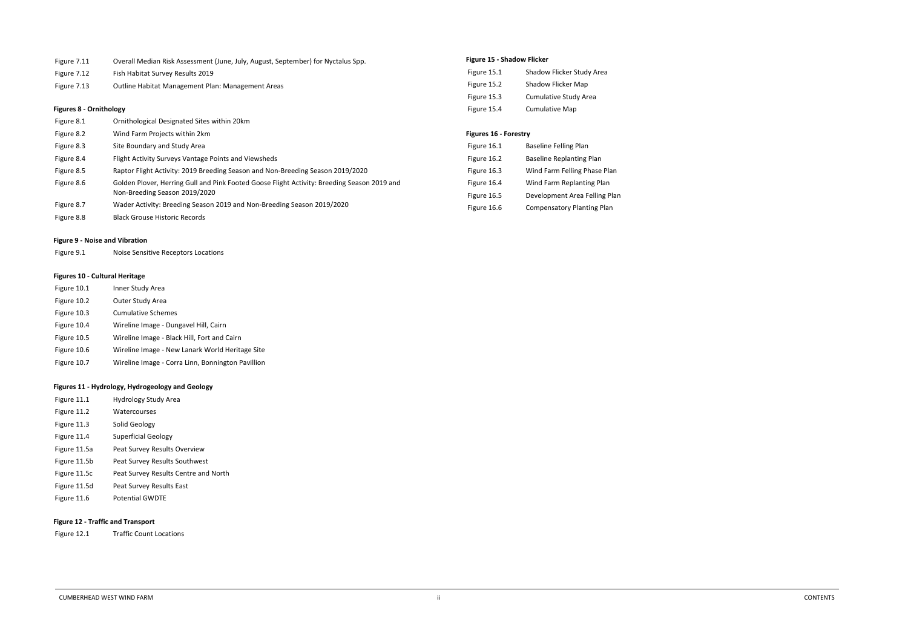| | |
|---|---|
| Figure 7.11 | Overall Median Risk Assessment (June, July, August, September) for Nyctalus Spp. |
| Figure 7.12 | Fish Habitat Survey Results 2019 |
| Figure 7.13 | Outline Habitat Management Plan: Management Areas |

**Figures 8 - Ornithology**

| | |
|---|---|
| Figure 8.1 | Ornithological Designated Sites within 20km |
| Figure 8.2 | Wind Farm Projects within 2km |
| Figure 8.3 | Site Boundary and Study Area |
| Figure 8.4 | Flight Activity Surveys Vantage Points and Viewsheds |
| Figure 8.5 | Raptor Flight Activity: 2019 Breeding Season and Non-Breeding Season 2019/2020 |
| Figure 8.6 | Golden Plover, Herring Gull and Pink Footed Goose Flight Activity: Breeding Season 2019 and Non-Breeding Season 2019/2020 |
| Figure 8.7 | Wader Activity: Breeding Season 2019 and Non-Breeding Season 2019/2020 |
| Figure 8.8 | Black Grouse Historic Records |

**Figure 9 - Noise and Vibration**

| | |
|---|---|
| Figure 9.1 | Noise Sensitive Receptors Locations |

**Figures 10 - Cultural Heritage**

| | |
|---|---|
| Figure 10.1 | Inner Study Area |
| Figure 10.2 | Outer Study Area |
| Figure 10.3 | Cumulative Schemes |
| Figure 10.4 | Wireline Image - Dungavel Hill, Cairn |
| Figure 10.5 | Wireline Image - Black Hill, Fort and Cairn |
| Figure 10.6 | Wireline Image - New Lanark World Heritage Site |
| Figure 10.7 | Wireline Image - Corra Linn, Bonnington Pavillion |

**Figures 11 - Hydrology, Hydrogeology and Geology**

| | |
|---|---|
| Figure 11.1 | Hydrology Study Area |
| Figure 11.2 | Watercourses |
| Figure 11.3 | Solid Geology |
| Figure 11.4 | Superficial Geology |
| Figure 11.5a | Peat Survey Results Overview |
| Figure 11.5b | Peat Survey Results Southwest |
| Figure 11.5c | Peat Survey Results Centre and North |
| Figure 11.5d | Peat Survey Results East |
| Figure 11.6 | Potential GWDTE |

**Figure 12 - Traffic and Transport**

| | |
|---|---|
| Figure 12.1 | Traffic Count Locations |

**Figure 15 - Shadow Flicker**

| | |
|---|---|
| Figure 15.1 | Shadow Flicker Study Area |
| Figure 15.2 | Shadow Flicker Map |
| Figure 15.3 | Cumulative Study Area |
| Figure 15.4 | Cumulative Map |

**Figures 16 - Forestry**

| | |
|---|---|
| Figure 16.1 | Baseline Felling Plan |
| Figure 16.2 | Baseline Replanting Plan |
| Figure 16.3 | Wind Farm Felling Phase Plan |
| Figure 16.4 | Wind Farm Replanting Plan |
| Figure 16.5 | Development Area Felling Plan |
| Figure 16.6 | Compensatory Planting Plan |